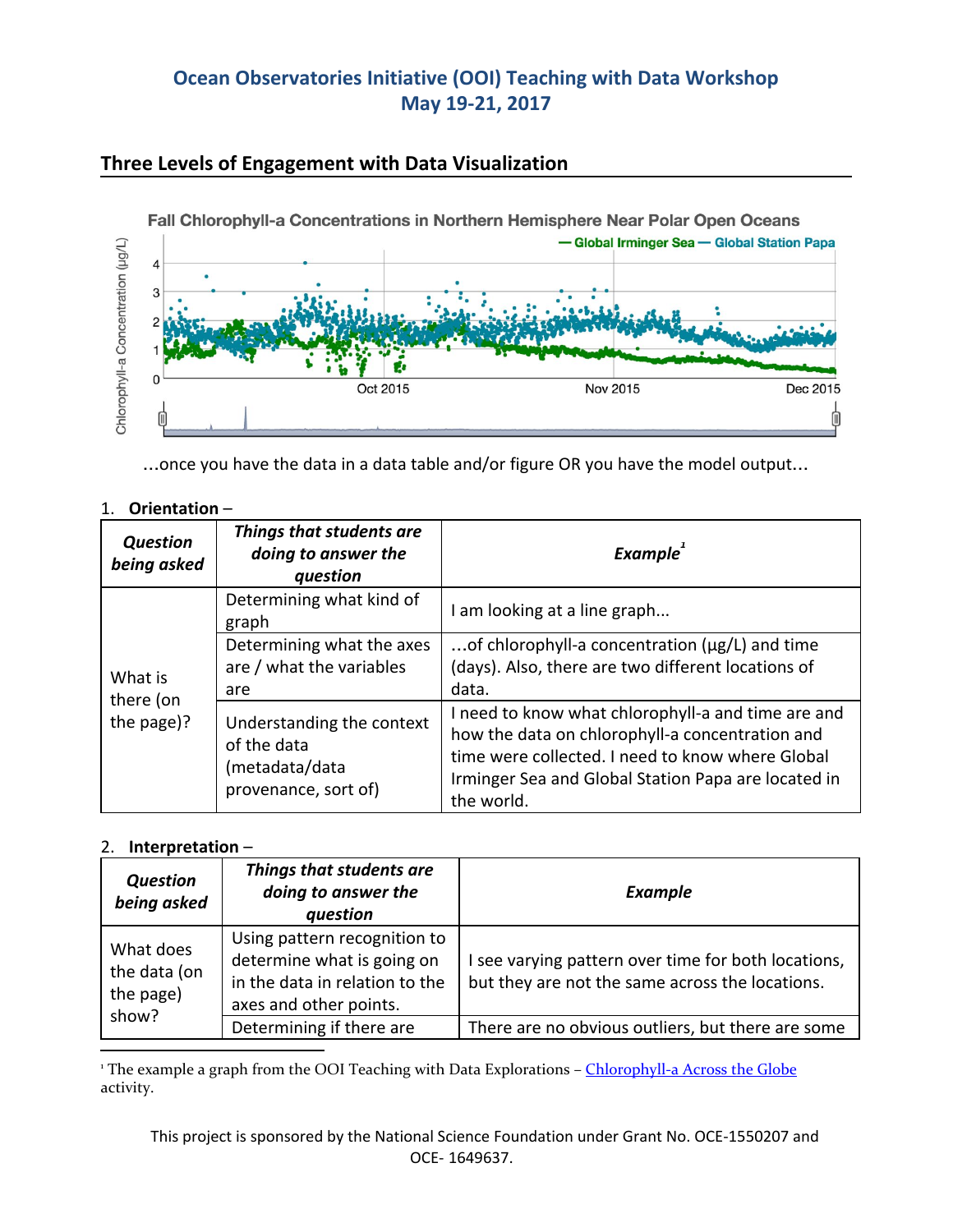# Ocean Observatories Initiative (OOI) Teaching with Data Workshop
# May 19-21, 2017

## Three Levels of Engagement with Data Visualization

…once you have the data in a data table and/or figure OR you have the model output…

1. **Orientation** –

| *Question being asked* | *Things that students are doing to answer the question* | *Example*[1] |
|---|---|---|
| What is there (on the page)? | Determining what kind of graph | I am looking at a line graph... |
| | Determining what the axes are / what the variables are | ...of chlorophyll-a concentration (μg/L) and time (days). Also, there are two different locations of data. |
| | Understanding the context of the data (metadata/data provenance, sort of) | I need to know what chlorophyll-a and time are and how the data on chlorophyll-a concentration and time were collected. I need to know where Global Irminger Sea and Global Station Papa are located in the world. |

2. **Interpretation** –

| *Question being asked* | *Things that students are doing to answer the question* | *Example* |
|---|---|---|
| What does the data (on the page) show? | Using pattern recognition to determine what is going on in the data in relation to the axes and other points. | I see varying pattern over time for both locations, but they are not the same across the locations. |
| | Determining if there are | There are no obvious outliers, but there are some |

[1] The example a graph from the OOI Teaching with Data Explorations – Chlorophyll-a Across the Globe activity.

This project is sponsored by the National Science Foundation under Grant No. OCE-1550207 and OCE- 1649637.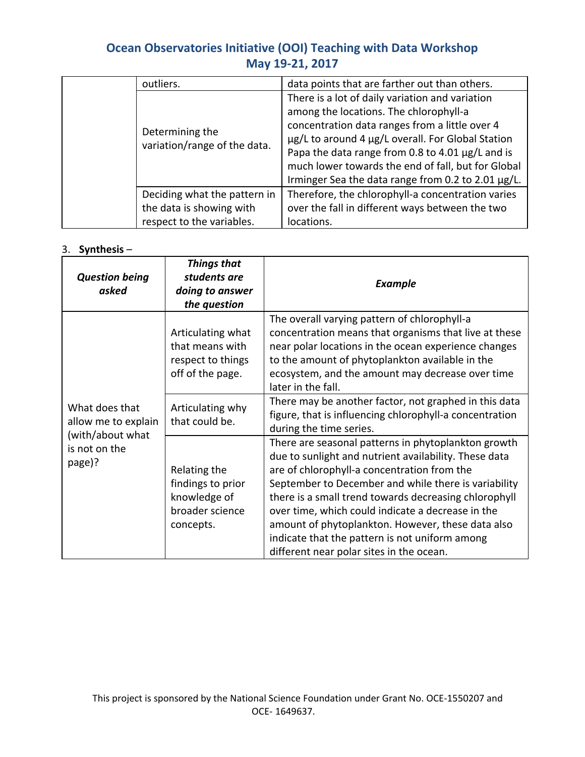| | | |
|---|---|---|
| | outliers. | data points that are farther out than others. |
| | Determining the variation/range of the data. | There is a lot of daily variation and variation among the locations. The chlorophyll-a concentration data ranges from a little over 4 μg/L to around 4 μg/L overall. For Global Station Papa the data range from 0.8 to 4.01 μg/L and is much lower towards the end of fall, but for Global Irminger Sea the data range from 0.2 to 2.01 μg/L. |
| | Deciding what the pattern in the data is showing with respect to the variables. | Therefore, the chlorophyll-a concentration varies over the fall in different ways between the two locations. |

3. **Synthesis** –

| ***Question being asked*** | ***Things that students are doing to answer the question*** | ***Example*** |
|---|---|---|
| What does that allow me to explain (with/about what is not on the page)? | Articulating what that means with respect to things off of the page. | The overall varying pattern of chlorophyll-a concentration means that organisms that live at these near polar locations in the ocean experience changes to the amount of phytoplankton available in the ecosystem, and the amount may decrease over time later in the fall. |
| | Articulating why that could be. | There may be another factor, not graphed in this data figure, that is influencing chlorophyll-a concentration during the time series. |
| | Relating the findings to prior knowledge of broader science concepts. | There are seasonal patterns in phytoplankton growth due to sunlight and nutrient availability. These data are of chlorophyll-a concentration from the September to December and while there is variability there is a small trend towards decreasing chlorophyll over time, which could indicate a decrease in the amount of phytoplankton. However, these data also indicate that the pattern is not uniform among different near polar sites in the ocean. |